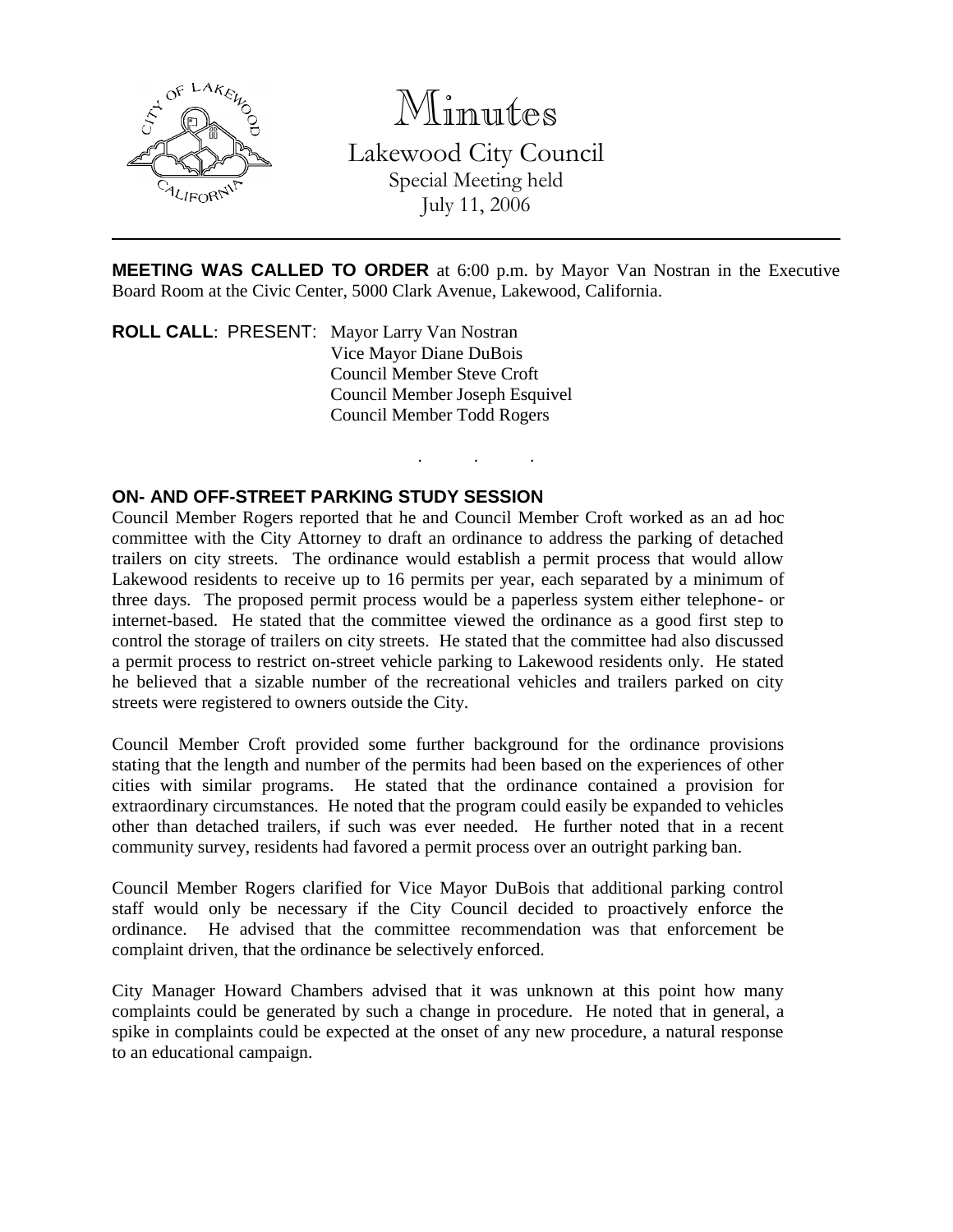# Minutes

Lakewood City Council

Special Meeting held

July 11, 2006

---

**MEETING WAS CALLED TO ORDER** at 6:00 p.m. by Mayor Van Nostran in the Executive Board Room at the Civic Center, 5000 Clark Avenue, Lakewood, California.

**ROLL CALL**: PRESENT: Mayor Larry Van Nostran
Vice Mayor Diane DuBois
Council Member Steve Croft
Council Member Joseph Esquivel
Council Member Todd Rogers

. . .

**ON- AND OFF-STREET PARKING STUDY SESSION**

Council Member Rogers reported that he and Council Member Croft worked as an ad hoc committee with the City Attorney to draft an ordinance to address the parking of detached trailers on city streets. The ordinance would establish a permit process that would allow Lakewood residents to receive up to 16 permits per year, each separated by a minimum of three days. The proposed permit process would be a paperless system either telephone- or internet-based. He stated that the committee viewed the ordinance as a good first step to control the storage of trailers on city streets. He stated that the committee had also discussed a permit process to restrict on-street vehicle parking to Lakewood residents only. He stated he believed that a sizable number of the recreational vehicles and trailers parked on city streets were registered to owners outside the City.

Council Member Croft provided some further background for the ordinance provisions stating that the length and number of the permits had been based on the experiences of other cities with similar programs. He stated that the ordinance contained a provision for extraordinary circumstances. He noted that the program could easily be expanded to vehicles other than detached trailers, if such was ever needed. He further noted that in a recent community survey, residents had favored a permit process over an outright parking ban.

Council Member Rogers clarified for Vice Mayor DuBois that additional parking control staff would only be necessary if the City Council decided to proactively enforce the ordinance. He advised that the committee recommendation was that enforcement be complaint driven, that the ordinance be selectively enforced.

City Manager Howard Chambers advised that it was unknown at this point how many complaints could be generated by such a change in procedure. He noted that in general, a spike in complaints could be expected at the onset of any new procedure, a natural response to an educational campaign.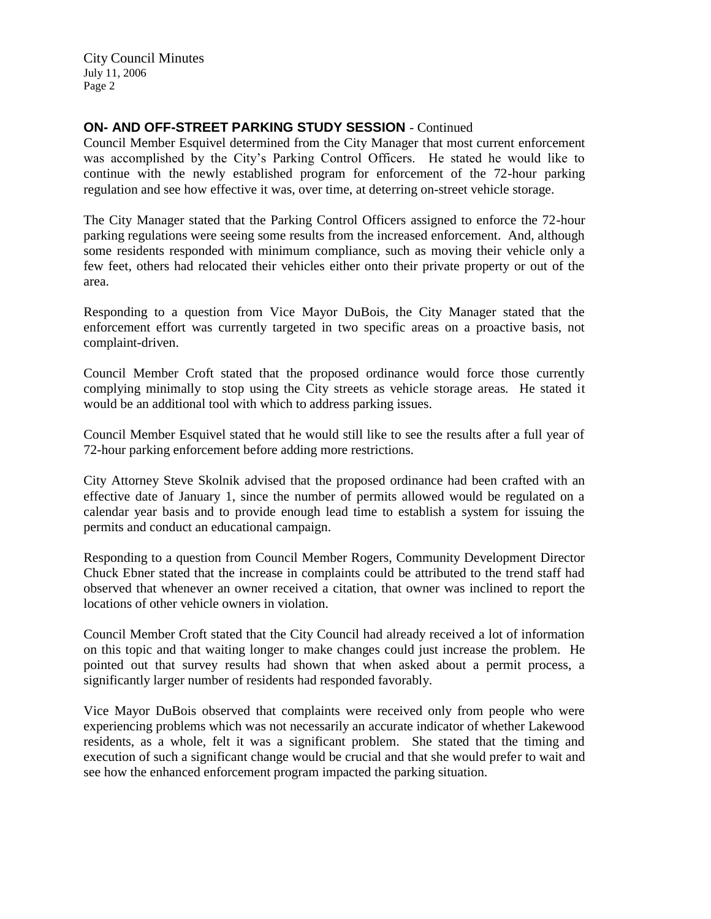**ON- AND OFF-STREET PARKING STUDY SESSION** - Continued

Council Member Esquivel determined from the City Manager that most current enforcement was accomplished by the City's Parking Control Officers. He stated he would like to continue with the newly established program for enforcement of the 72-hour parking regulation and see how effective it was, over time, at deterring on-street vehicle storage.

The City Manager stated that the Parking Control Officers assigned to enforce the 72-hour parking regulations were seeing some results from the increased enforcement. And, although some residents responded with minimum compliance, such as moving their vehicle only a few feet, others had relocated their vehicles either onto their private property or out of the area.

Responding to a question from Vice Mayor DuBois, the City Manager stated that the enforcement effort was currently targeted in two specific areas on a proactive basis, not complaint-driven.

Council Member Croft stated that the proposed ordinance would force those currently complying minimally to stop using the City streets as vehicle storage areas. He stated it would be an additional tool with which to address parking issues.

Council Member Esquivel stated that he would still like to see the results after a full year of 72-hour parking enforcement before adding more restrictions.

City Attorney Steve Skolnik advised that the proposed ordinance had been crafted with an effective date of January 1, since the number of permits allowed would be regulated on a calendar year basis and to provide enough lead time to establish a system for issuing the permits and conduct an educational campaign.

Responding to a question from Council Member Rogers, Community Development Director Chuck Ebner stated that the increase in complaints could be attributed to the trend staff had observed that whenever an owner received a citation, that owner was inclined to report the locations of other vehicle owners in violation.

Council Member Croft stated that the City Council had already received a lot of information on this topic and that waiting longer to make changes could just increase the problem. He pointed out that survey results had shown that when asked about a permit process, a significantly larger number of residents had responded favorably.

Vice Mayor DuBois observed that complaints were received only from people who were experiencing problems which was not necessarily an accurate indicator of whether Lakewood residents, as a whole, felt it was a significant problem. She stated that the timing and execution of such a significant change would be crucial and that she would prefer to wait and see how the enhanced enforcement program impacted the parking situation.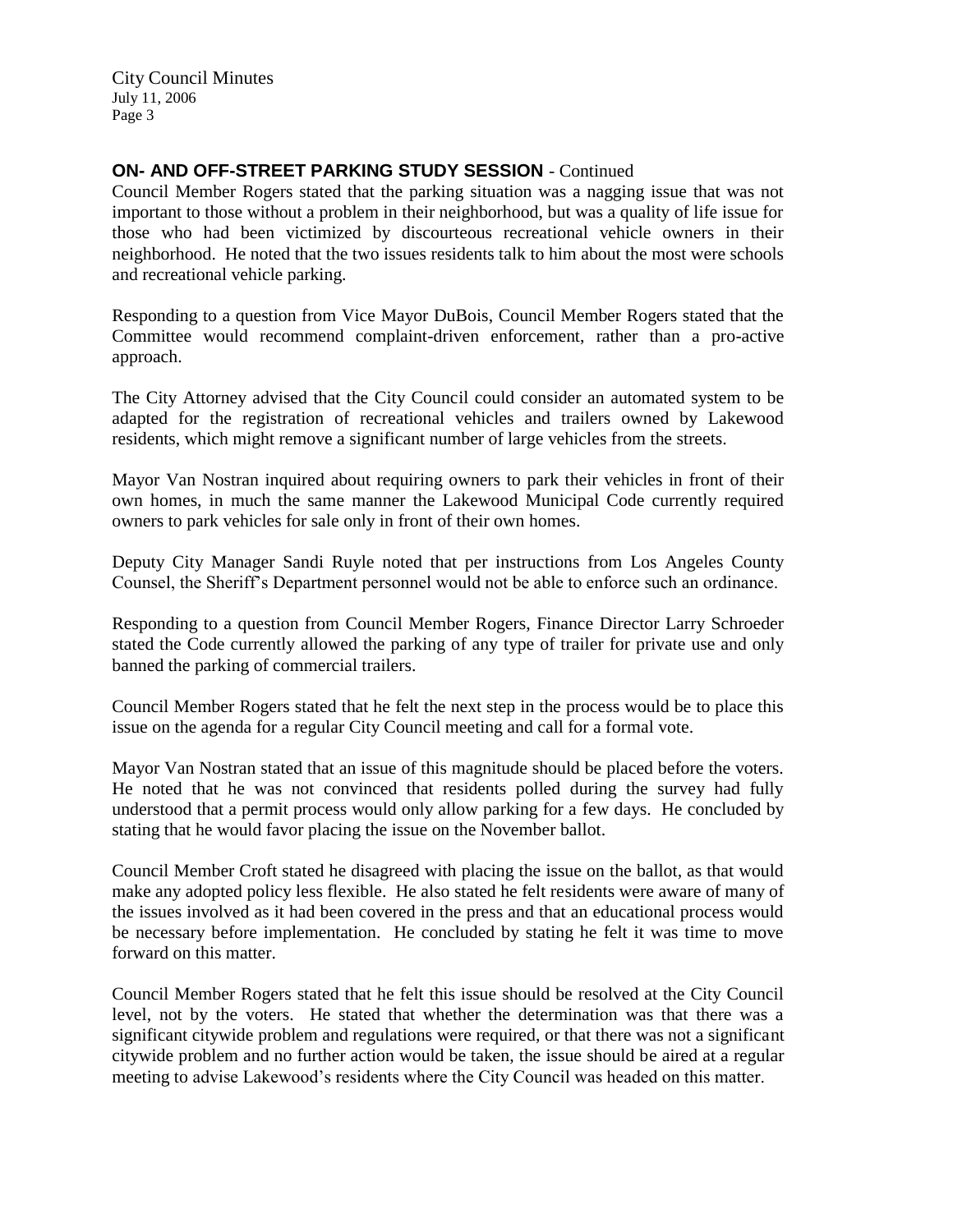**ON- AND OFF-STREET PARKING STUDY SESSION** - Continued

Council Member Rogers stated that the parking situation was a nagging issue that was not important to those without a problem in their neighborhood, but was a quality of life issue for those who had been victimized by discourteous recreational vehicle owners in their neighborhood. He noted that the two issues residents talk to him about the most were schools and recreational vehicle parking.

Responding to a question from Vice Mayor DuBois, Council Member Rogers stated that the Committee would recommend complaint-driven enforcement, rather than a pro-active approach.

The City Attorney advised that the City Council could consider an automated system to be adapted for the registration of recreational vehicles and trailers owned by Lakewood residents, which might remove a significant number of large vehicles from the streets.

Mayor Van Nostran inquired about requiring owners to park their vehicles in front of their own homes, in much the same manner the Lakewood Municipal Code currently required owners to park vehicles for sale only in front of their own homes.

Deputy City Manager Sandi Ruyle noted that per instructions from Los Angeles County Counsel, the Sheriff's Department personnel would not be able to enforce such an ordinance.

Responding to a question from Council Member Rogers, Finance Director Larry Schroeder stated the Code currently allowed the parking of any type of trailer for private use and only banned the parking of commercial trailers.

Council Member Rogers stated that he felt the next step in the process would be to place this issue on the agenda for a regular City Council meeting and call for a formal vote.

Mayor Van Nostran stated that an issue of this magnitude should be placed before the voters. He noted that he was not convinced that residents polled during the survey had fully understood that a permit process would only allow parking for a few days. He concluded by stating that he would favor placing the issue on the November ballot.

Council Member Croft stated he disagreed with placing the issue on the ballot, as that would make any adopted policy less flexible. He also stated he felt residents were aware of many of the issues involved as it had been covered in the press and that an educational process would be necessary before implementation. He concluded by stating he felt it was time to move forward on this matter.

Council Member Rogers stated that he felt this issue should be resolved at the City Council level, not by the voters. He stated that whether the determination was that there was a significant citywide problem and regulations were required, or that there was not a significant citywide problem and no further action would be taken, the issue should be aired at a regular meeting to advise Lakewood's residents where the City Council was headed on this matter.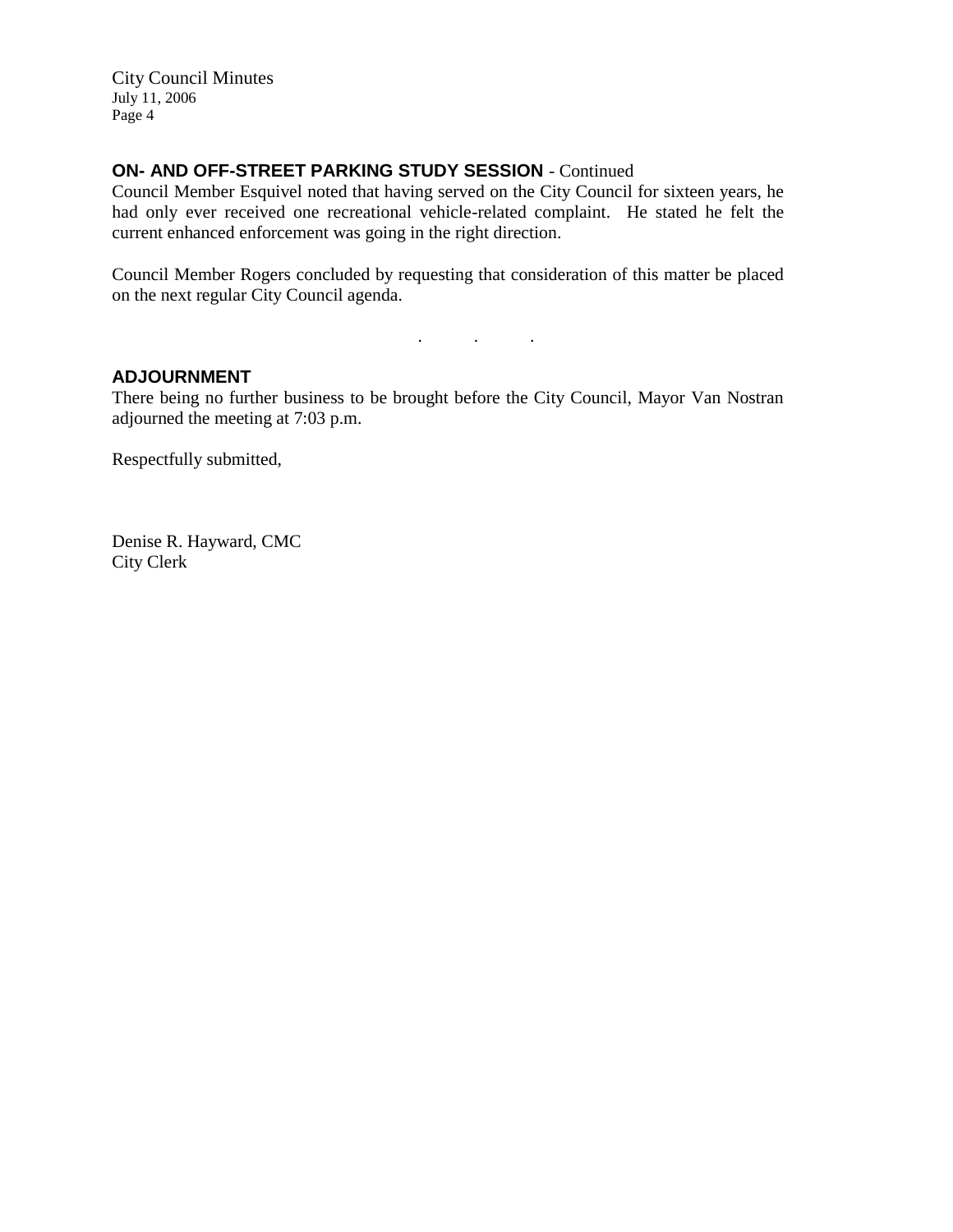## ON- AND OFF-STREET PARKING STUDY SESSION - Continued

Council Member Esquivel noted that having served on the City Council for sixteen years, he had only ever received one recreational vehicle-related complaint. He stated he felt the current enhanced enforcement was going in the right direction.

Council Member Rogers concluded by requesting that consideration of this matter be placed on the next regular City Council agenda.

. . .

## ADJOURNMENT

There being no further business to be brought before the City Council, Mayor Van Nostran adjourned the meeting at 7:03 p.m.

Respectfully submitted,

Denise R. Hayward, CMC
City Clerk